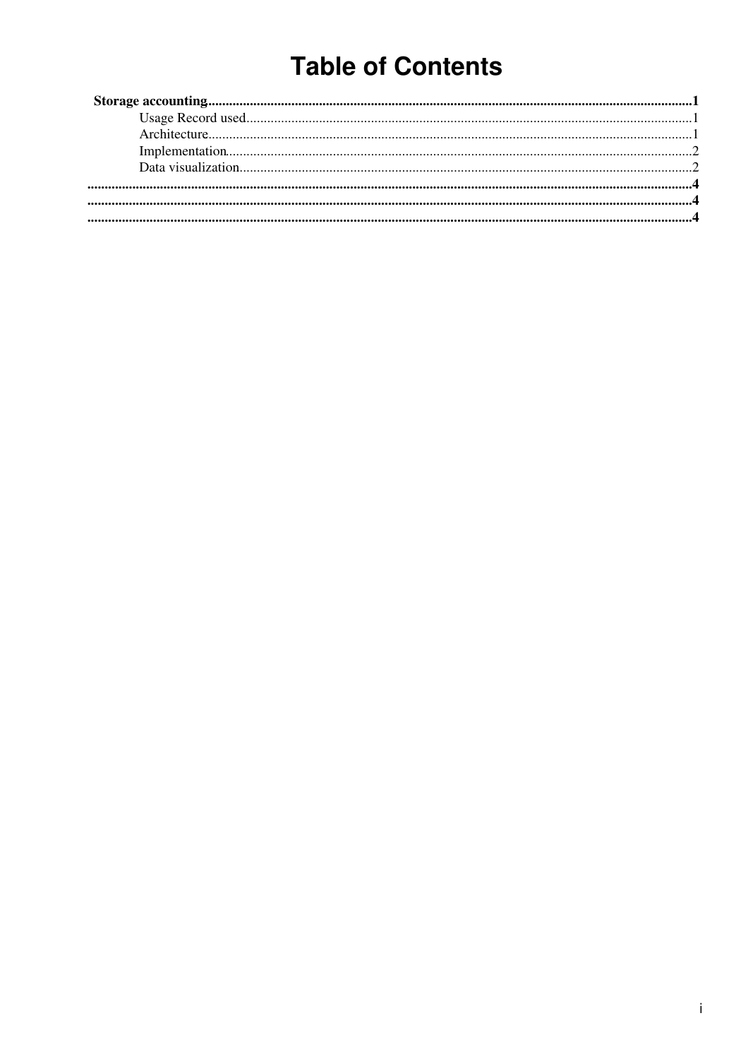# Table of Contents

**Storage accounting**..........1

- Usage Record used..........1
- Architecture..........1
- Implementation..........2
- Data visualization..........2

..........4

..........4

..........4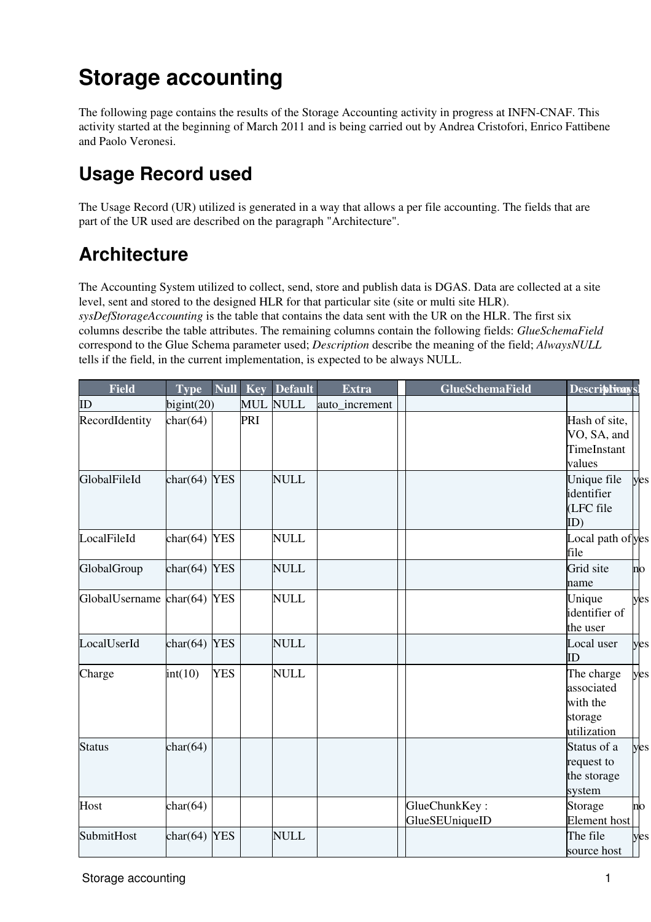# Storage accounting

The following page contains the results of the Storage Accounting activity in progress at INFN-CNAF. This activity started at the beginning of March 2011 and is being carried out by Andrea Cristofori, Enrico Fattibene and Paolo Veronesi.

## Usage Record used

The Usage Record (UR) utilized is generated in a way that allows a per file accounting. The fields that are part of the UR used are described on the paragraph "Architecture".

## Architecture

The Accounting System utilized to collect, send, store and publish data is DGAS. Data are collected at a site level, sent and stored to the designed HLR for that particular site (site or multi site HLR). *sysDefStorageAccounting* is the table that contains the data sent with the UR on the HLR. The first six columns describe the table attributes. The remaining columns contain the following fields: *GlueSchemaField* correspond to the Glue Schema parameter used; *Description* describe the meaning of the field; *AlwaysNULL* tells if the field, in the current implementation, is expected to be always NULL.

| Field | Type | Null | Key | Default | Extra | | GlueSchemaField | Description | AlwaysNULL |
|---|---|---|---|---|---|---|---|---|---|
| ID | bigint(20) | | MUL | NULL | auto_increment | | | | |
| RecordIdentity | char(64) | | PRI | | | | | Hash of site, VO, SA, and TimeInstant values | |
| GlobalFileId | char(64) | YES | | NULL | | | | Unique file identifier (LFC file ID) | yes |
| LocalFileId | char(64) | YES | | NULL | | | | Local path of file | yes |
| GlobalGroup | char(64) | YES | | NULL | | | | Grid site name | no |
| GlobalUsername | char(64) | YES | | NULL | | | | Unique identifier of the user | yes |
| LocalUserId | char(64) | YES | | NULL | | | | Local user ID | yes |
| Charge | int(10) | YES | | NULL | | | | The charge associated with the storage utilization | yes |
| Status | char(64) | | | | | | | Status of a request to the storage system | yes |
| Host | char(64) | | | | | | GlueChunkKey : GlueSEUniqueID | Storage Element host | no |
| SubmitHost | char(64) | YES | | NULL | | | | The file source host | yes |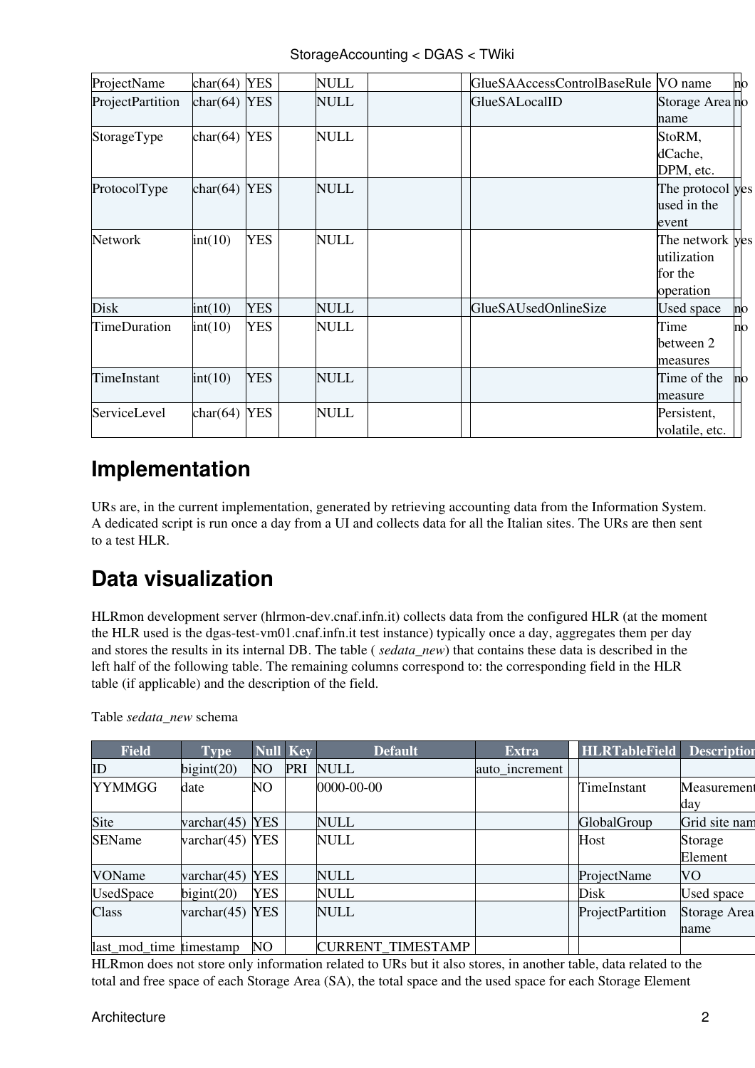| ProjectName | char(64) | YES | | NULL | | | GlueSAAccessControlBaseRule | VO name | no |
|---|---|---|---|---|---|---|---|---|---|
| ProjectPartition | char(64) | YES | | NULL | | | GlueSALocalID | Storage Area name | no |
| StorageType | char(64) | YES | | NULL | | | | StoRM, dCache, DPM, etc. | |
| ProtocolType | char(64) | YES | | NULL | | | | The protocol used in the event | yes |
| Network | int(10) | YES | | NULL | | | | The network utilization for the operation | yes |
| Disk | int(10) | YES | | NULL | | | GlueSAUsedOnlineSize | Used space | no |
| TimeDuration | int(10) | YES | | NULL | | | | Time between 2 measures | no |
| TimeInstant | int(10) | YES | | NULL | | | | Time of the measure | no |
| ServiceLevel | char(64) | YES | | NULL | | | | Persistent, volatile, etc. | |

## Implementation

URs are, in the current implementation, generated by retrieving accounting data from the Information System. A dedicated script is run once a day from a UI and collects data for all the Italian sites. The URs are then sent to a test HLR.

## Data visualization

HLRmon development server (hlrmon-dev.cnaf.infn.it) collects data from the configured HLR (at the moment the HLR used is the dgas-test-vm01.cnaf.infn.it test instance) typically once a day, aggregates them per day and stores the results in its internal DB. The table ( *sedata_new*) that contains these data is described in the left half of the following table. The remaining columns correspond to: the corresponding field in the HLR table (if applicable) and the description of the field.

Table *sedata_new* schema

| Field | Type | Null | Key | Default | Extra | | HLRTableField | Description |
|---|---|---|---|---|---|---|---|---|
| ID | bigint(20) | NO | PRI | NULL | auto_increment | | | |
| YYMMGG | date | NO | | 0000-00-00 | | | TimeInstant | Measurement day |
| Site | varchar(45) | YES | | NULL | | | GlobalGroup | Grid site name |
| SEName | varchar(45) | YES | | NULL | | | Host | Storage Element |
| VOName | varchar(45) | YES | | NULL | | | ProjectName | VO |
| UsedSpace | bigint(20) | YES | | NULL | | | Disk | Used space |
| Class | varchar(45) | YES | | NULL | | | ProjectPartition | Storage Area name |
| last_mod_time | timestamp | NO | | CURRENT_TIMESTAMP | | | | |

HLRmon does not store only information related to URs but it also stores, in another table, data related to the total and free space of each Storage Area (SA), the total space and the used space for each Storage Element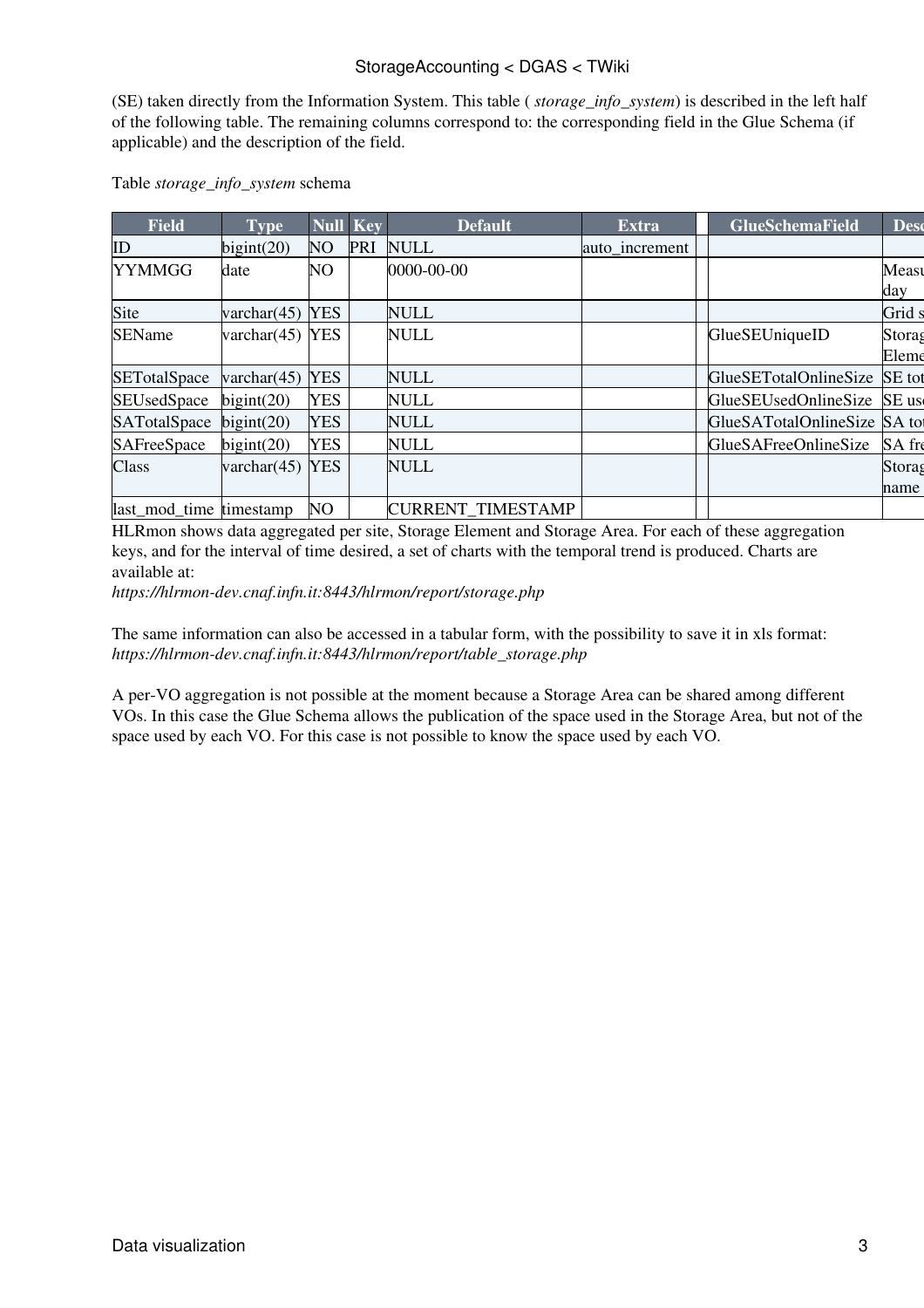(SE) taken directly from the Information System. This table ( *storage_info_system*) is described in the left half of the following table. The remaining columns correspond to: the corresponding field in the Glue Schema (if applicable) and the description of the field.

Table *storage_info_system* schema

| Field | Type | Null | Key | Default | Extra | | GlueSchemaField | Desc |
|---|---|---|---|---|---|---|---|---|
| ID | bigint(20) | NO | PRI | NULL | auto_increment | | | |
| YYMMGG | date | NO | | 0000-00-00 | | | | Measu day |
| Site | varchar(45) | YES | | NULL | | | | Grid s |
| SEName | varchar(45) | YES | | NULL | | | GlueSEUniqueID | Storag Eleme |
| SETotalSpace | varchar(45) | YES | | NULL | | | GlueSETotalOnlineSize | SE tot |
| SEUsedSpace | bigint(20) | YES | | NULL | | | GlueSEUsedOnlineSize | SE use |
| SATotalSpace | bigint(20) | YES | | NULL | | | GlueSATotalOnlineSize | SA tot |
| SAFreeSpace | bigint(20) | YES | | NULL | | | GlueSAFreeOnlineSize | SA fre |
| Class | varchar(45) | YES | | NULL | | | | Storag name |
| last_mod_time | timestamp | NO | | CURRENT_TIMESTAMP | | | | |

HLRmon shows data aggregated per site, Storage Element and Storage Area. For each of these aggregation keys, and for the interval of time desired, a set of charts with the temporal trend is produced. Charts are available at:
*https://hlrmon-dev.cnaf.infn.it:8443/hlrmon/report/storage.php*

The same information can also be accessed in a tabular form, with the possibility to save it in xls format:
*https://hlrmon-dev.cnaf.infn.it:8443/hlrmon/report/table_storage.php*

A per-VO aggregation is not possible at the moment because a Storage Area can be shared among different VOs. In this case the Glue Schema allows the publication of the space used in the Storage Area, but not of the space used by each VO. For this case is not possible to know the space used by each VO.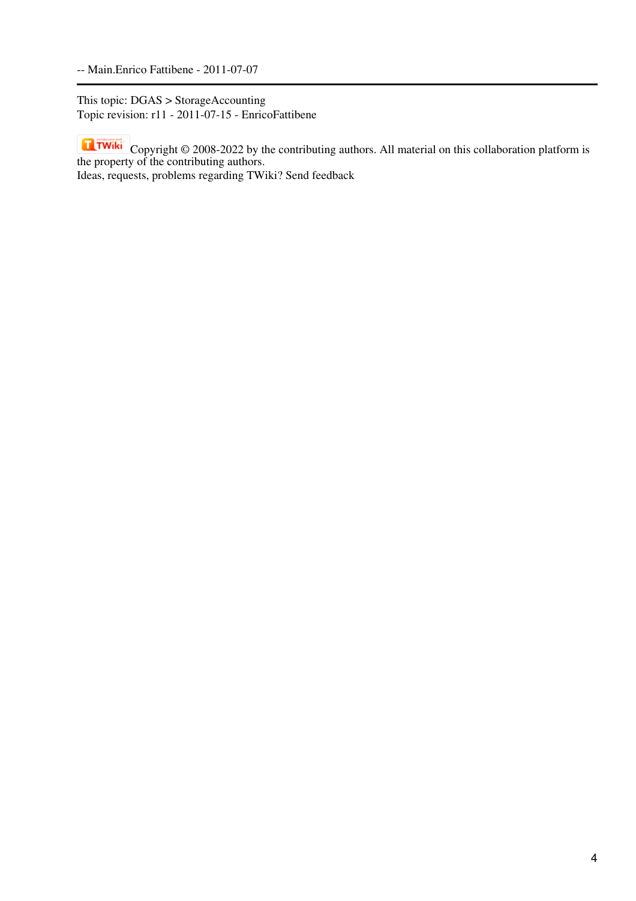-- Main.Enrico Fattibene - 2011-07-07

---

This topic: DGAS > StorageAccounting
Topic revision: r11 - 2011-07-15 - EnricoFattibene

Copyright © 2008-2022 by the contributing authors. All material on this collaboration platform is the property of the contributing authors.
Ideas, requests, problems regarding TWiki? Send feedback